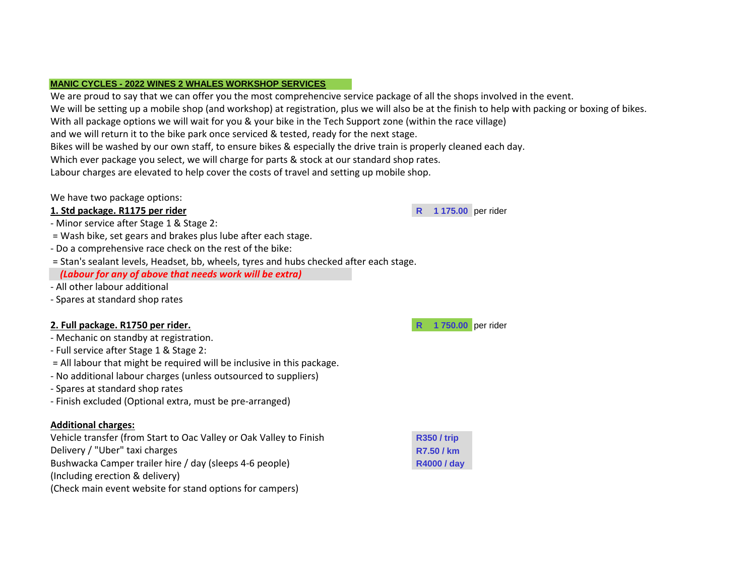## MANIC CYCLES - 2022 WINES 2 WHALES WORKSHOP SERVICES

We are proud to say that we can offer you the most comprehencive service package of all the shops involved in the event.
We will be setting up a mobile shop (and workshop) at registration, plus we will also be at the finish to help with packing or boxing of bikes.
With all package options we will wait for you & your bike in the Tech Support zone (within the race village)
and we will return it to the bike park once serviced & tested, ready for the next stage.
Bikes will be washed by our own staff, to ensure bikes & especially the drive train is properly cleaned each day.
Which ever package you select, we will charge for parts & stock at our standard shop rates.
Labour charges are elevated to help cover the costs of travel and setting up mobile shop.

We have two package options:

**1. Std package. R1175 per rider** — R 1 175.00 per rider

- Minor service after Stage 1 & Stage 2:
 = Wash bike, set gears and brakes plus lube after each stage.
- Do a comprehensive race check on the rest of the bike:
 = Stan's sealant levels, Headset, bb, wheels, tyres and hubs checked after each stage.

***(Labour for any of above that needs work will be extra)***

- All other labour additional
- Spares at standard shop rates

**2. Full package. R1750 per rider.** — R 1 750.00 per rider

- Mechanic on standby at registration.
- Full service after Stage 1 & Stage 2:
 = All labour that might be required will be inclusive in this package.
- No additional labour charges (unless outsourced to suppliers)
- Spares at standard shop rates
- Finish excluded (Optional extra, must be pre-arranged)

**Additional charges:**

| | |
|---|---|
| Vehicle transfer (from Start to Oac Valley or Oak Valley to Finish | R350 / trip |
| Delivery / "Uber" taxi charges | R7.50 / km |
| Bushwacka Camper trailer hire / day (sleeps 4-6 people) | R4000 / day |
| (Including erection & delivery) | |
| (Check main event website for stand options for campers) | |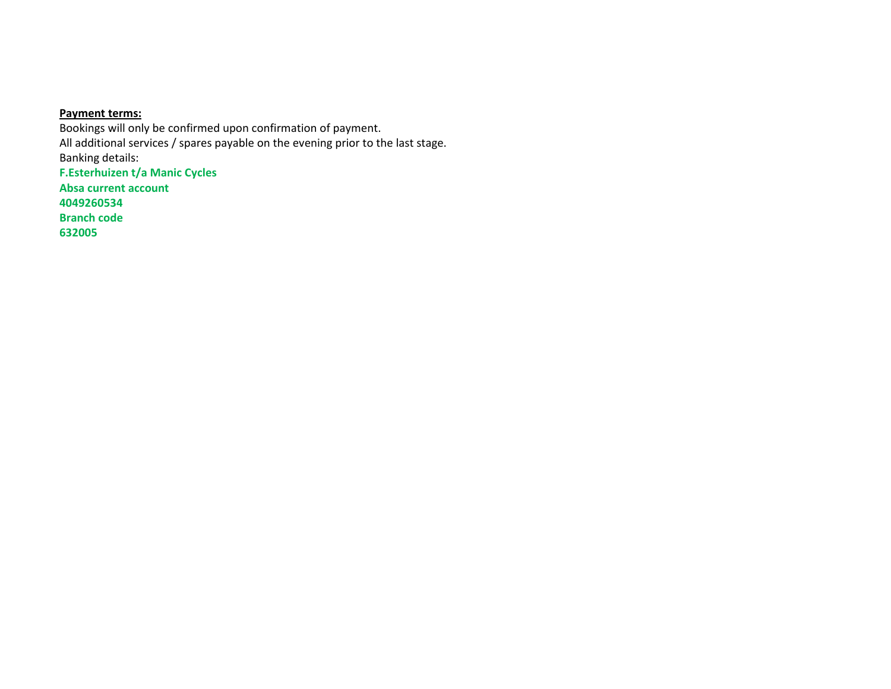**Payment terms:**

Bookings will only be confirmed upon confirmation of payment.
All additional services / spares payable on the evening prior to the last stage.
Banking details:
**F.Esterhuizen t/a Manic Cycles**
**Absa current account**
**4049260534**
**Branch code**
**632005**